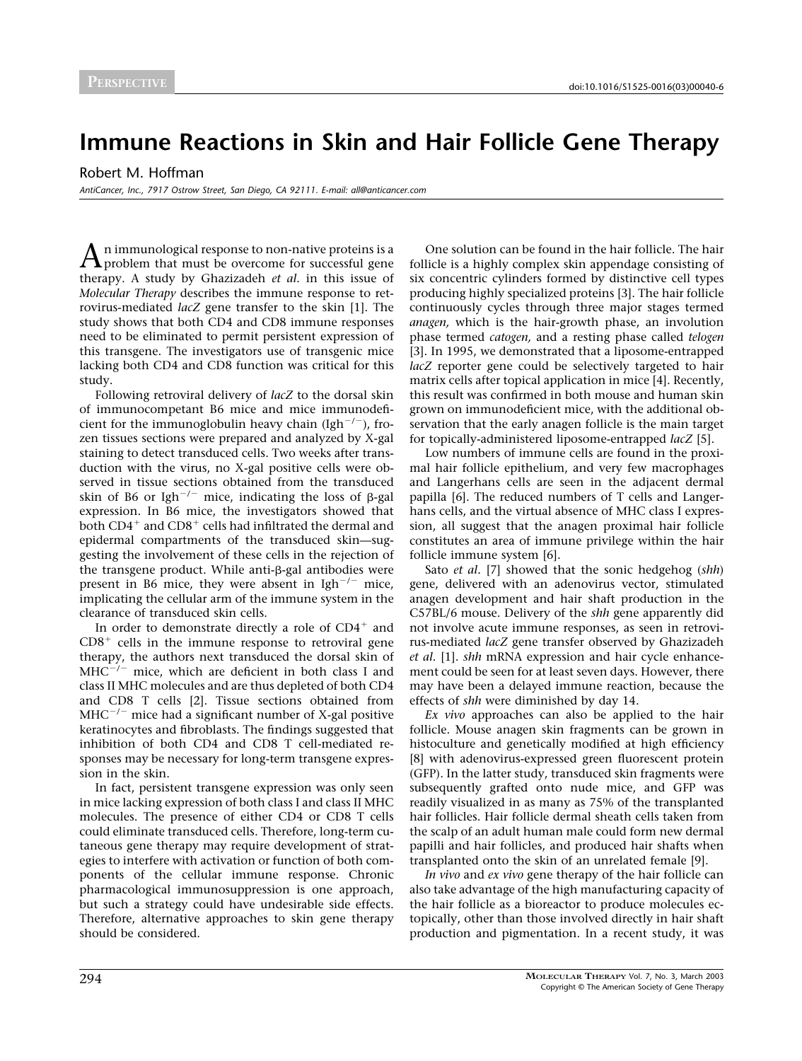PERSPECTIVE

doi:10.1016/S1525-0016(03)00040-6

# Immune Reactions in Skin and Hair Follicle Gene Therapy

Robert M. Hoffman

*AntiCancer, Inc., 7917 Ostrow Street, San Diego, CA 92111. E-mail: all@anticancer.com*

An immunological response to non-native proteins is a problem that must be overcome for successful gene therapy. A study by Ghazizadeh *et al.* in this issue of *Molecular Therapy* describes the immune response to retrovirus-mediated *lacZ* gene transfer to the skin [1]. The study shows that both CD4 and CD8 immune responses need to be eliminated to permit persistent expression of this transgene. The investigators use of transgenic mice lacking both CD4 and CD8 function was critical for this study.

Following retroviral delivery of *lacZ* to the dorsal skin of immunocompetant B6 mice and mice immunodeficient for the immunoglobulin heavy chain ($Igh^{-/-}$), frozen tissues sections were prepared and analyzed by X-gal staining to detect transduced cells. Two weeks after transduction with the virus, no X-gal positive cells were observed in tissue sections obtained from the transduced skin of B6 or $Igh^{-/-}$ mice, indicating the loss of β-gal expression. In B6 mice, the investigators showed that both $CD4^+$ and $CD8^+$ cells had infiltrated the dermal and epidermal compartments of the transduced skin—suggesting the involvement of these cells in the rejection of the transgene product. While anti-β-gal antibodies were present in B6 mice, they were absent in $Igh^{-/-}$ mice, implicating the cellular arm of the immune system in the clearance of transduced skin cells.

In order to demonstrate directly a role of $CD4^+$ and $CD8^+$ cells in the immune response to retroviral gene therapy, the authors next transduced the dorsal skin of $MHC^{-/-}$ mice, which are deficient in both class I and class II MHC molecules and are thus depleted of both CD4 and CD8 T cells [2]. Tissue sections obtained from $MHC^{-/-}$ mice had a significant number of X-gal positive keratinocytes and fibroblasts. The findings suggested that inhibition of both CD4 and CD8 T cell-mediated responses may be necessary for long-term transgene expression in the skin.

In fact, persistent transgene expression was only seen in mice lacking expression of both class I and class II MHC molecules. The presence of either CD4 or CD8 T cells could eliminate transduced cells. Therefore, long-term cutaneous gene therapy may require development of strategies to interfere with activation or function of both components of the cellular immune response. Chronic pharmacological immunosuppression is one approach, but such a strategy could have undesirable side effects. Therefore, alternative approaches to skin gene therapy should be considered.

One solution can be found in the hair follicle. The hair follicle is a highly complex skin appendage consisting of six concentric cylinders formed by distinctive cell types producing highly specialized proteins [3]. The hair follicle continuously cycles through three major stages termed *anagen,* which is the hair-growth phase, an involution phase termed *catogen,* and a resting phase called *telogen* [3]. In 1995, we demonstrated that a liposome-entrapped *lacZ* reporter gene could be selectively targeted to hair matrix cells after topical application in mice [4]. Recently, this result was confirmed in both mouse and human skin grown on immunodeficient mice, with the additional observation that the early anagen follicle is the main target for topically-administered liposome-entrapped *lacZ* [5].

Low numbers of immune cells are found in the proximal hair follicle epithelium, and very few macrophages and Langerhans cells are seen in the adjacent dermal papilla [6]. The reduced numbers of T cells and Langerhans cells, and the virtual absence of MHC class I expression, all suggest that the anagen proximal hair follicle constitutes an area of immune privilege within the hair follicle immune system [6].

Sato *et al.* [7] showed that the sonic hedgehog (*shh*) gene, delivered with an adenovirus vector, stimulated anagen development and hair shaft production in the C57BL/6 mouse. Delivery of the *shh* gene apparently did not involve acute immune responses, as seen in retrovirus-mediated *lacZ* gene transfer observed by Ghazizadeh *et al.* [1]. *shh* mRNA expression and hair cycle enhancement could be seen for at least seven days. However, there may have been a delayed immune reaction, because the effects of *shh* were diminished by day 14.

*Ex vivo* approaches can also be applied to the hair follicle. Mouse anagen skin fragments can be grown in histoculture and genetically modified at high efficiency [8] with adenovirus-expressed green fluorescent protein (GFP). In the latter study, transduced skin fragments were subsequently grafted onto nude mice, and GFP was readily visualized in as many as 75% of the transplanted hair follicles. Hair follicle dermal sheath cells taken from the scalp of an adult human male could form new dermal papilli and hair follicles, and produced hair shafts when transplanted onto the skin of an unrelated female [9].

*In vivo* and *ex vivo* gene therapy of the hair follicle can also take advantage of the high manufacturing capacity of the hair follicle as a bioreactor to produce molecules ectopically, other than those involved directly in hair shaft production and pigmentation. In a recent study, it was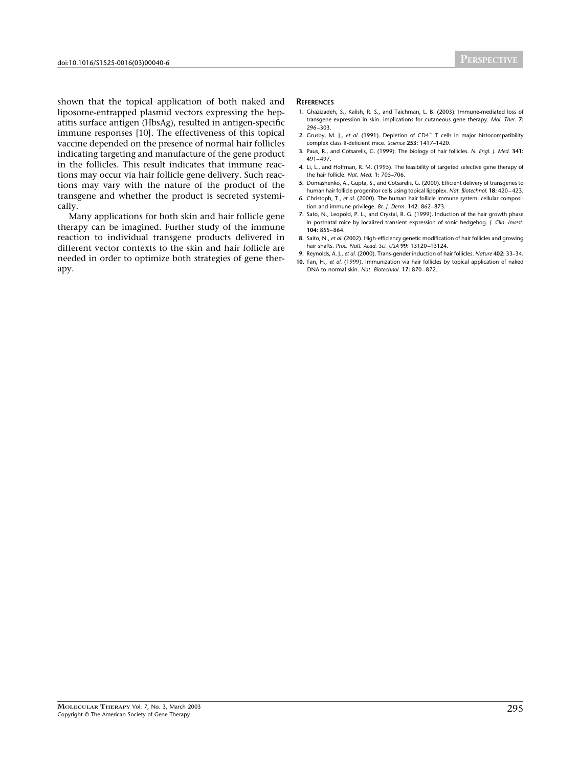shown that the topical application of both naked and liposome-entrapped plasmid vectors expressing the hepatitis surface antigen (HbsAg), resulted in antigen-specific immune responses [10]. The effectiveness of this topical vaccine depended on the presence of normal hair follicles indicating targeting and manufacture of the gene product in the follicles. This result indicates that immune reactions may occur via hair follicle gene delivery. Such reactions may vary with the nature of the product of the transgene and whether the product is secreted systemically.

Many applications for both skin and hair follicle gene therapy can be imagined. Further study of the immune reaction to individual transgene products delivered in different vector contexts to the skin and hair follicle are needed in order to optimize both strategies of gene therapy.

### References

1. Ghazizadeh, S., Kalish, R. S., and Taichman, L. B. (2003). Immune-mediated loss of transgene expression in skin: implications for cutaneous gene therapy. *Mol. Ther.* **7:** 296–303.
2. Grusby, M. J., *et al.* (1991). Depletion of $CD4^+$ T cells in major histocompatibility complex class II-deficient mice. *Science* **253:** 1417–1420.
3. Paus, R., and Cotsarelis, G. (1999). The biology of hair follicles. *N. Engl. J. Med.* **341:** 491–497.
4. Li, L., and Hoffman, R. M. (1995). The feasibility of targeted selective gene therapy of the hair follicle. *Nat. Med.* **1:** 705–706.
5. Domashenko, A., Gupta, S., and Cotsarelis, G. (2000). Efficient delivery of transgenes to human hair follicle progenitor cells using topical lipoplex. *Nat. Biotechnol.* **18:** 420–423.
6. Christoph, T., *et al.* (2000). The human hair follicle immune system: cellular composition and immune privilege. *Br. J. Derm.* **142:** 862–873.
7. Sato, N., Leopold, P. L., and Crystal, R. G. (1999). Induction of the hair growth phase in postnatal mice by localized transient expression of sonic hedgehog. *J. Clin. Invest.* **104:** 855–864.
8. Saito, N., *et al.* (2002). High-efficiency genetic modification of hair follicles and growing hair shafts. *Proc. Natl. Acad. Sci. USA* **99:** 13120–13124.
9. Reynolds, A. J., *et al.* (2000). Trans-gender induction of hair follicles. *Nature* **402:** 33–34.
10. Fan, H., *et al.* (1999). Immunization via hair follicles by topical application of naked DNA to normal skin. *Nat. Biotechnol.* **17:** 870–872.